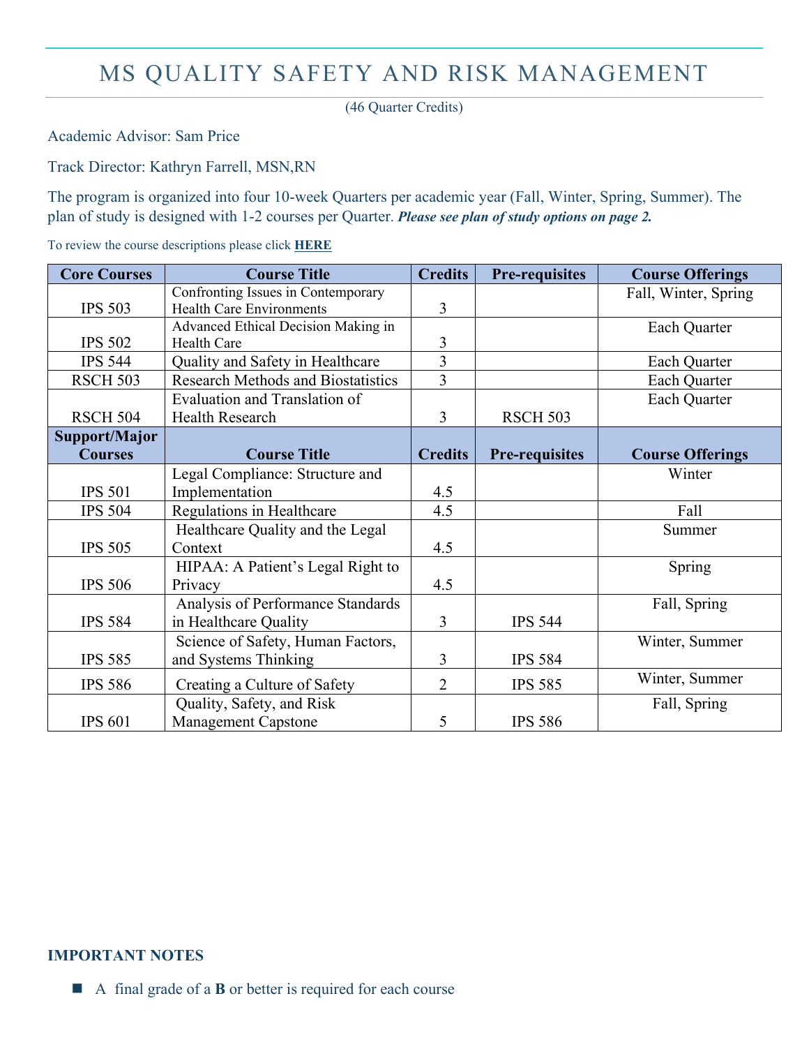# MS QUALITY SAFETY AND RISK MANAGEMENT

(46 Quarter Credits)

Academic Advisor: Sam Price

Track Director: Kathryn Farrell, MSN,RN

The program is organized into four 10-week Quarters per academic year (Fall, Winter, Spring, Summer). The plan of study is designed with 1-2 courses per Quarter. ***Please see plan of study options on page 2.***

To review the course descriptions please click **HERE**

| Core Courses | Course Title | Credits | Pre-requisites | Course Offerings |
|---|---|---|---|---|
| IPS 503 | Confronting Issues in Contemporary Health Care Environments | 3 | | Fall, Winter, Spring |
| IPS 502 | Advanced Ethical Decision Making in Health Care | 3 | | Each Quarter |
| IPS 544 | Quality and Safety in Healthcare | 3 | | Each Quarter |
| RSCH 503 | Research Methods and Biostatistics | 3 | | Each Quarter |
| RSCH 504 | Evaluation and Translation of Health Research | 3 | RSCH 503 | Each Quarter |
| **Support/Major Courses** | **Course Title** | **Credits** | **Pre-requisites** | **Course Offerings** |
| IPS 501 | Legal Compliance: Structure and Implementation | 4.5 | | Winter |
| IPS 504 | Regulations in Healthcare | 4.5 | | Fall |
| IPS 505 | Healthcare Quality and the Legal Context | 4.5 | | Summer |
| IPS 506 | HIPAA: A Patient's Legal Right to Privacy | 4.5 | | Spring |
| IPS 584 | Analysis of Performance Standards in Healthcare Quality | 3 | IPS 544 | Fall, Spring |
| IPS 585 | Science of Safety, Human Factors, and Systems Thinking | 3 | IPS 584 | Winter, Summer |
| IPS 586 | Creating a Culture of Safety | 2 | IPS 585 | Winter, Summer |
| IPS 601 | Quality, Safety, and Risk Management Capstone | 5 | IPS 586 | Fall, Spring |

## IMPORTANT NOTES

- A final grade of a **B** or better is required for each course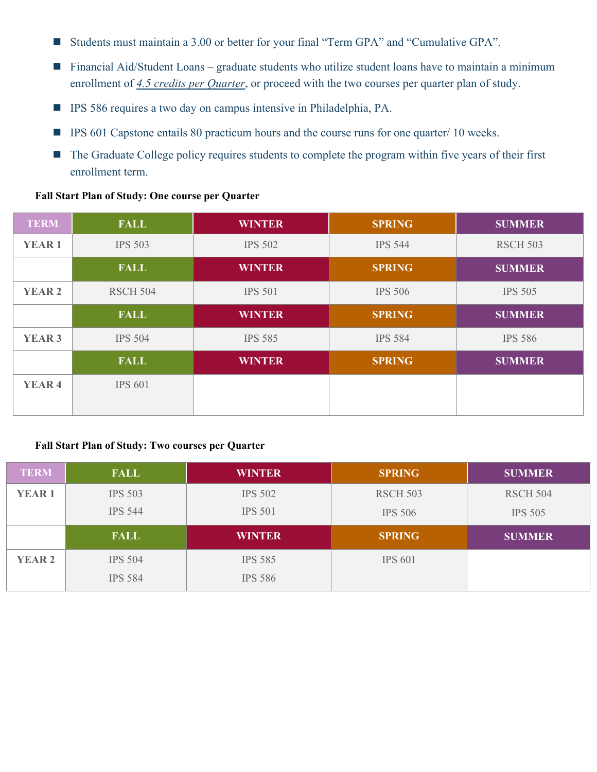- Students must maintain a 3.00 or better for your final "Term GPA" and "Cumulative GPA".
- Financial Aid/Student Loans – graduate students who utilize student loans have to maintain a minimum enrollment of *4.5 credits per Quarter*, or proceed with the two courses per quarter plan of study.
- IPS 586 requires a two day on campus intensive in Philadelphia, PA.
- IPS 601 Capstone entails 80 practicum hours and the course runs for one quarter/ 10 weeks.
- The Graduate College policy requires students to complete the program within five years of their first enrollment term.

**Fall Start Plan of Study: One course per Quarter**

| TERM | FALL | WINTER | SPRING | SUMMER |
|---|---|---|---|---|
| YEAR 1 | IPS 503 | IPS 502 | IPS 544 | RSCH 503 |
| | FALL | WINTER | SPRING | SUMMER |
| YEAR 2 | RSCH 504 | IPS 501 | IPS 506 | IPS 505 |
| | FALL | WINTER | SPRING | SUMMER |
| YEAR 3 | IPS 504 | IPS 585 | IPS 584 | IPS 586 |
| | FALL | WINTER | SPRING | SUMMER |
| YEAR 4 | IPS 601 | | | |

**Fall Start Plan of Study: Two courses per Quarter**

| TERM | FALL | WINTER | SPRING | SUMMER |
|---|---|---|---|---|
| YEAR 1 | IPS 503<br>IPS 544 | IPS 502<br>IPS 501 | RSCH 503<br>IPS 506 | RSCH 504<br>IPS 505 |
| | FALL | WINTER | SPRING | SUMMER |
| YEAR 2 | IPS 504<br>IPS 584 | IPS 585<br>IPS 586 | IPS 601 | |